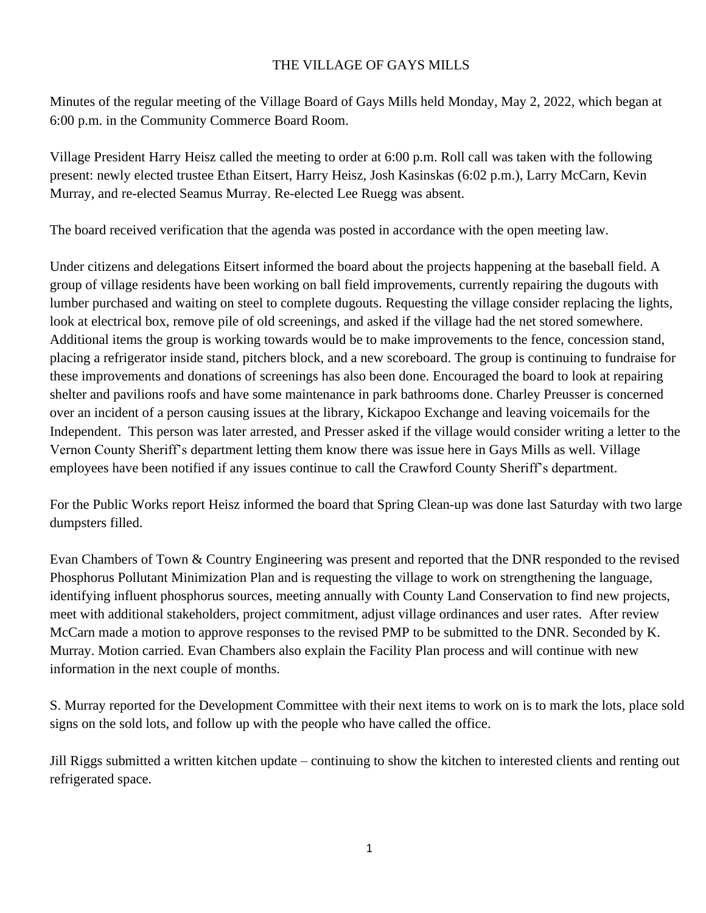# THE VILLAGE OF GAYS MILLS

Minutes of the regular meeting of the Village Board of Gays Mills held Monday, May 2, 2022, which began at 6:00 p.m. in the Community Commerce Board Room.

Village President Harry Heisz called the meeting to order at 6:00 p.m. Roll call was taken with the following present: newly elected trustee Ethan Eitsert, Harry Heisz, Josh Kasinskas (6:02 p.m.), Larry McCarn, Kevin Murray, and re-elected Seamus Murray. Re-elected Lee Ruegg was absent.

The board received verification that the agenda was posted in accordance with the open meeting law.

Under citizens and delegations Eitsert informed the board about the projects happening at the baseball field. A group of village residents have been working on ball field improvements, currently repairing the dugouts with lumber purchased and waiting on steel to complete dugouts. Requesting the village consider replacing the lights, look at electrical box, remove pile of old screenings, and asked if the village had the net stored somewhere. Additional items the group is working towards would be to make improvements to the fence, concession stand, placing a refrigerator inside stand, pitchers block, and a new scoreboard. The group is continuing to fundraise for these improvements and donations of screenings has also been done. Encouraged the board to look at repairing shelter and pavilions roofs and have some maintenance in park bathrooms done. Charley Preusser is concerned over an incident of a person causing issues at the library, Kickapoo Exchange and leaving voicemails for the Independent. This person was later arrested, and Presser asked if the village would consider writing a letter to the Vernon County Sheriff's department letting them know there was issue here in Gays Mills as well. Village employees have been notified if any issues continue to call the Crawford County Sheriff's department.

For the Public Works report Heisz informed the board that Spring Clean-up was done last Saturday with two large dumpsters filled.

Evan Chambers of Town & Country Engineering was present and reported that the DNR responded to the revised Phosphorus Pollutant Minimization Plan and is requesting the village to work on strengthening the language, identifying influent phosphorus sources, meeting annually with County Land Conservation to find new projects, meet with additional stakeholders, project commitment, adjust village ordinances and user rates. After review McCarn made a motion to approve responses to the revised PMP to be submitted to the DNR. Seconded by K. Murray. Motion carried. Evan Chambers also explain the Facility Plan process and will continue with new information in the next couple of months.

S. Murray reported for the Development Committee with their next items to work on is to mark the lots, place sold signs on the sold lots, and follow up with the people who have called the office.

Jill Riggs submitted a written kitchen update – continuing to show the kitchen to interested clients and renting out refrigerated space.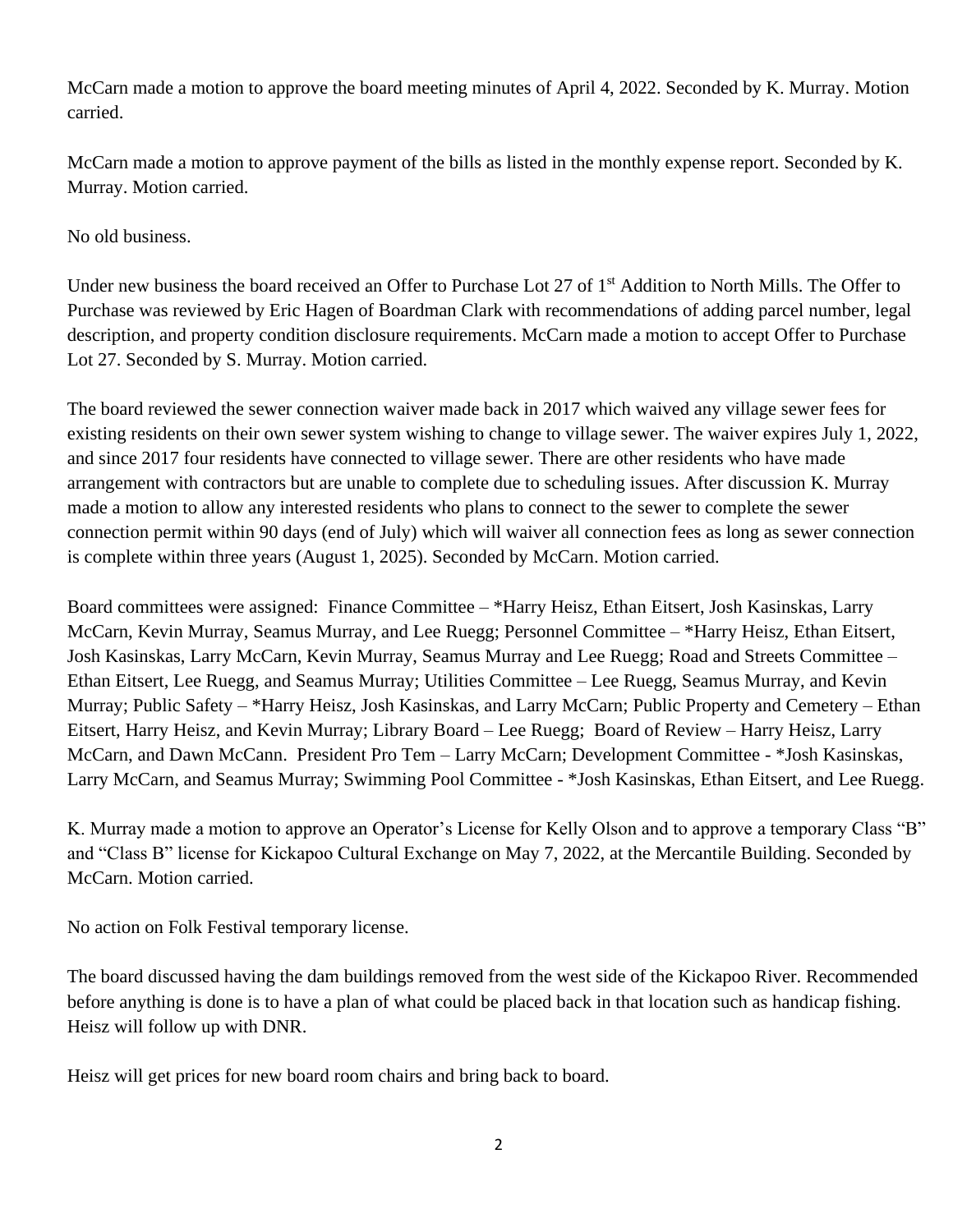McCarn made a motion to approve the board meeting minutes of April 4, 2022. Seconded by K. Murray. Motion carried.

McCarn made a motion to approve payment of the bills as listed in the monthly expense report. Seconded by K. Murray. Motion carried.

No old business.

Under new business the board received an Offer to Purchase Lot 27 of 1st Addition to North Mills. The Offer to Purchase was reviewed by Eric Hagen of Boardman Clark with recommendations of adding parcel number, legal description, and property condition disclosure requirements. McCarn made a motion to accept Offer to Purchase Lot 27. Seconded by S. Murray. Motion carried.

The board reviewed the sewer connection waiver made back in 2017 which waived any village sewer fees for existing residents on their own sewer system wishing to change to village sewer. The waiver expires July 1, 2022, and since 2017 four residents have connected to village sewer. There are other residents who have made arrangement with contractors but are unable to complete due to scheduling issues. After discussion K. Murray made a motion to allow any interested residents who plans to connect to the sewer to complete the sewer connection permit within 90 days (end of July) which will waiver all connection fees as long as sewer connection is complete within three years (August 1, 2025). Seconded by McCarn. Motion carried.

Board committees were assigned: Finance Committee – *Harry Heisz, Ethan Eitsert, Josh Kasinskas, Larry McCarn, Kevin Murray, Seamus Murray, and Lee Ruegg; Personnel Committee – *Harry Heisz, Ethan Eitsert, Josh Kasinskas, Larry McCarn, Kevin Murray, Seamus Murray and Lee Ruegg; Road and Streets Committee – Ethan Eitsert, Lee Ruegg, and Seamus Murray; Utilities Committee – Lee Ruegg, Seamus Murray, and Kevin Murray; Public Safety – *Harry Heisz, Josh Kasinskas, and Larry McCarn; Public Property and Cemetery – Ethan Eitsert, Harry Heisz, and Kevin Murray; Library Board – Lee Ruegg; Board of Review – Harry Heisz, Larry McCarn, and Dawn McCann. President Pro Tem – Larry McCarn; Development Committee - *Josh Kasinskas, Larry McCarn, and Seamus Murray; Swimming Pool Committee - *Josh Kasinskas, Ethan Eitsert, and Lee Ruegg.

K. Murray made a motion to approve an Operator's License for Kelly Olson and to approve a temporary Class "B" and "Class B" license for Kickapoo Cultural Exchange on May 7, 2022, at the Mercantile Building. Seconded by McCarn. Motion carried.

No action on Folk Festival temporary license.

The board discussed having the dam buildings removed from the west side of the Kickapoo River. Recommended before anything is done is to have a plan of what could be placed back in that location such as handicap fishing. Heisz will follow up with DNR.

Heisz will get prices for new board room chairs and bring back to board.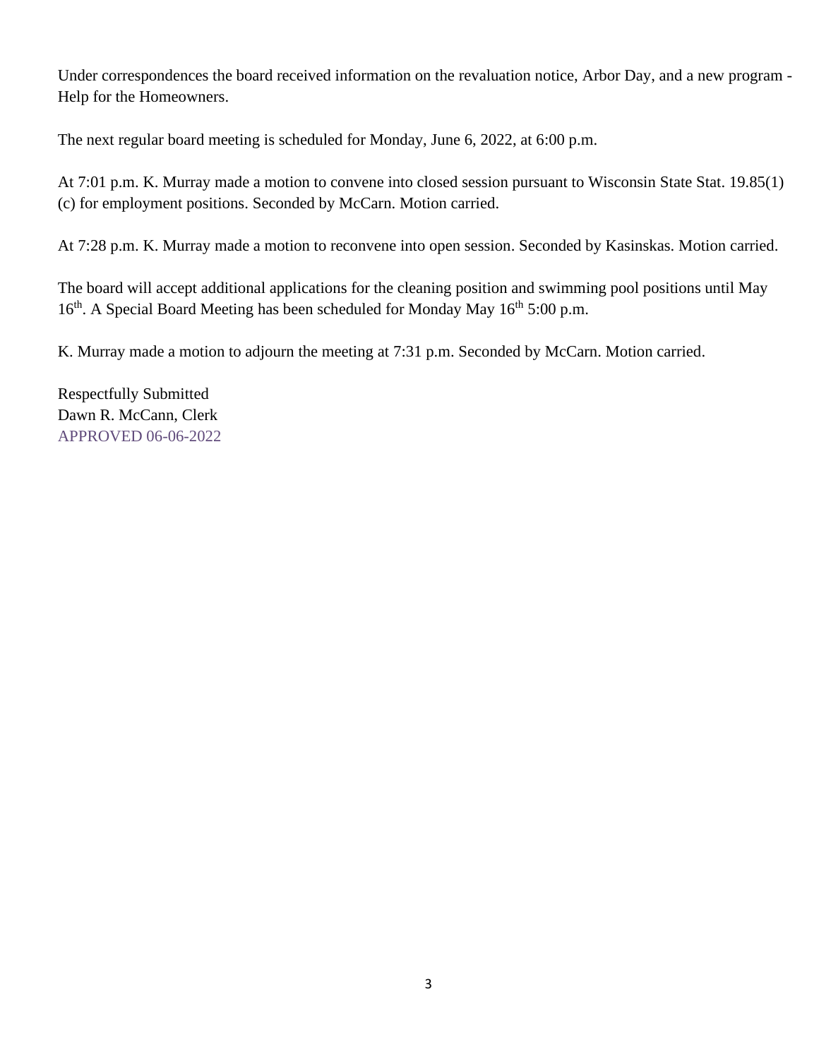Under correspondences the board received information on the revaluation notice, Arbor Day, and a new program - Help for the Homeowners.

The next regular board meeting is scheduled for Monday, June 6, 2022, at 6:00 p.m.

At 7:01 p.m. K. Murray made a motion to convene into closed session pursuant to Wisconsin State Stat. 19.85(1)(c) for employment positions. Seconded by McCarn. Motion carried.

At 7:28 p.m. K. Murray made a motion to reconvene into open session. Seconded by Kasinskas. Motion carried.

The board will accept additional applications for the cleaning position and swimming pool positions until May 16th. A Special Board Meeting has been scheduled for Monday May 16th 5:00 p.m.

K. Murray made a motion to adjourn the meeting at 7:31 p.m. Seconded by McCarn. Motion carried.

Respectfully Submitted
Dawn R. McCann, Clerk
APPROVED 06-06-2022